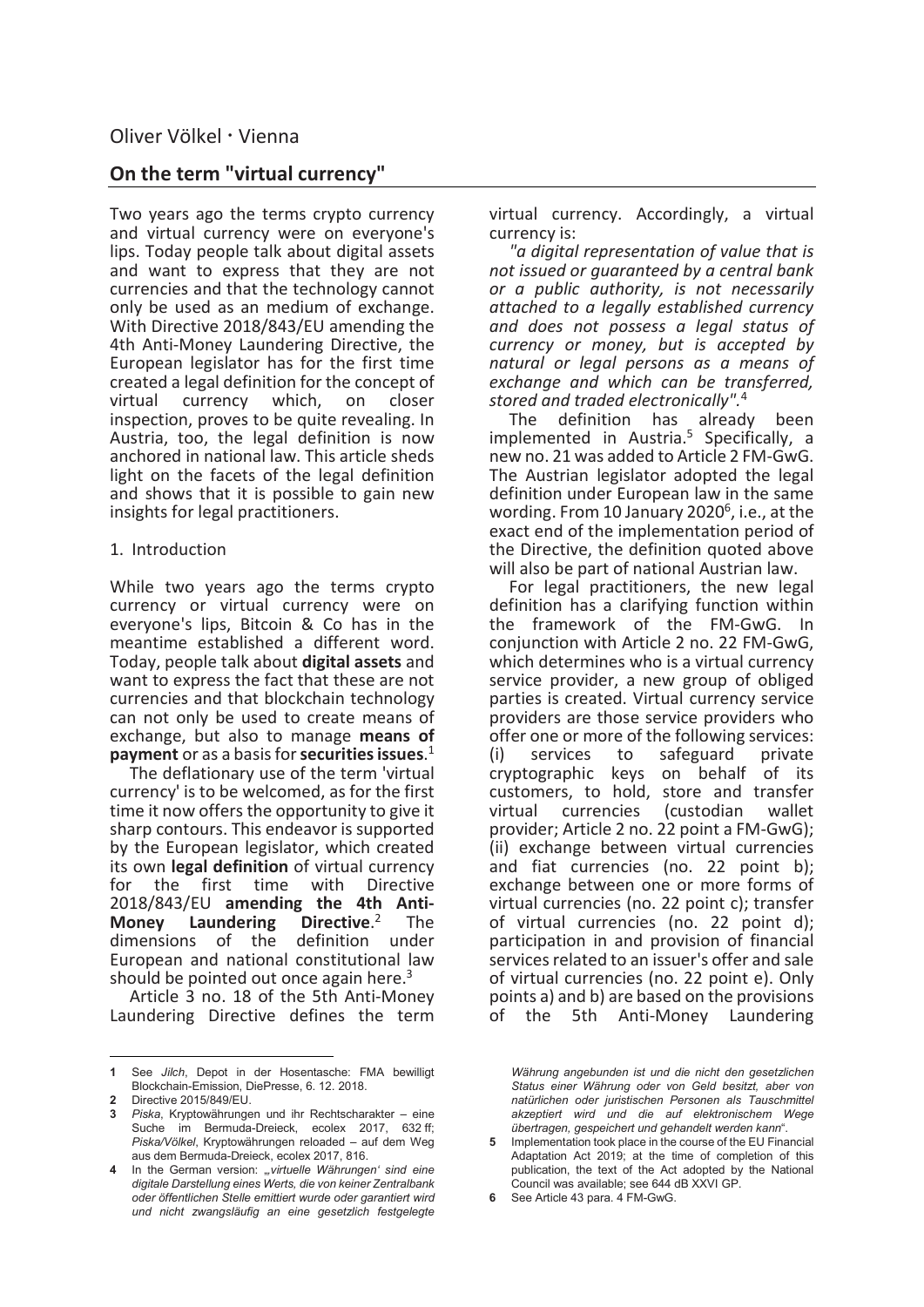Oliver Völkel · Vienna

## On the term "virtual currency"

Two years ago the terms crypto currency and virtual currency were on everyone's lips. Today people talk about digital assets and want to express that they are not currencies and that the technology cannot only be used as an medium of exchange. With Directive 2018/843/EU amending the 4th Anti-Money Laundering Directive, the European legislator has for the first time created a legal definition for the concept of virtual currency which, on closer inspection, proves to be quite revealing. In Austria, too, the legal definition is now anchored in national law. This article sheds light on the facets of the legal definition and shows that it is possible to gain new insights for legal practitioners.

### 1. Introduction

While two years ago the terms crypto currency or virtual currency were on everyone's lips, Bitcoin & Co has in the meantime established a different word. Today, people talk about **digital assets** and want to express the fact that these are not currencies and that blockchain technology can not only be used to create means of exchange, but also to manage **means of payment** or as a basis for **securities issues**.[1]

The deflationary use of the term 'virtual currency' is to be welcomed, as for the first time it now offers the opportunity to give it sharp contours. This endeavor is supported by the European legislator, which created its own **legal definition** of virtual currency for the first time with Directive 2018/843/EU **amending the 4th Anti-Money Laundering Directive**.[2] The dimensions of the definition under European and national constitutional law should be pointed out once again here.[3]

Article 3 no. 18 of the 5th Anti-Money Laundering Directive defines the term virtual currency. Accordingly, a virtual currency is:

*"a digital representation of value that is not issued or guaranteed by a central bank or a public authority, is not necessarily attached to a legally established currency and does not possess a legal status of currency or money, but is accepted by natural or legal persons as a means of exchange and which can be transferred, stored and traded electronically".*[4]

The definition has already been implemented in Austria.[5] Specifically, a new no. 21 was added to Article 2 FM-GwG. The Austrian legislator adopted the legal definition under European law in the same wording. From 10 January 2020[6], i.e., at the exact end of the implementation period of the Directive, the definition quoted above will also be part of national Austrian law.

For legal practitioners, the new legal definition has a clarifying function within the framework of the FM-GwG. In conjunction with Article 2 no. 22 FM-GwG, which determines who is a virtual currency service provider, a new group of obliged parties is created. Virtual currency service providers are those service providers who offer one or more of the following services: (i) services to safeguard private cryptographic keys on behalf of its customers, to hold, store and transfer virtual currencies (custodian wallet provider; Article 2 no. 22 point a FM-GwG); (ii) exchange between virtual currencies and fiat currencies (no. 22 point b); exchange between one or more forms of virtual currencies (no. 22 point c); transfer of virtual currencies (no. 22 point d); participation in and provision of financial services related to an issuer's offer and sale of virtual currencies (no. 22 point e). Only points a) and b) are based on the provisions of the 5th Anti-Money Laundering

---

**1** See *Jilch*, Depot in der Hosentasche: FMA bewilligt Blockchain-Emission, DiePresse, 6. 12. 2018.

**2** Directive 2015/849/EU.

**3** *Piska*, Kryptowährungen und ihr Rechtscharakter – eine Suche im Bermuda-Dreieck, ecolex 2017, 632 ff; *Piska/Völkel*, Kryptowährungen reloaded – auf dem Weg aus dem Bermuda-Dreieck, ecolex 2017, 816.

**4** In the German version: *„virtuelle Währungen' sind eine digitale Darstellung eines Werts, die von keiner Zentralbank oder öffentlichen Stelle emittiert wurde oder garantiert wird und nicht zwangsläufig an eine gesetzlich festgelegte Währung angebunden ist und die nicht den gesetzlichen Status einer Währung oder von Geld besitzt, aber von natürlichen oder juristischen Personen als Tauschmittel akzeptiert wird und die auf elektronischem Wege übertragen, gespeichert und gehandelt werden kann*".

**5** Implementation took place in the course of the EU Financial Adaptation Act 2019; at the time of completion of this publication, the text of the Act adopted by the National Council was available; see 644 dB XXVI GP.

**6** See Article 43 para. 4 FM-GwG.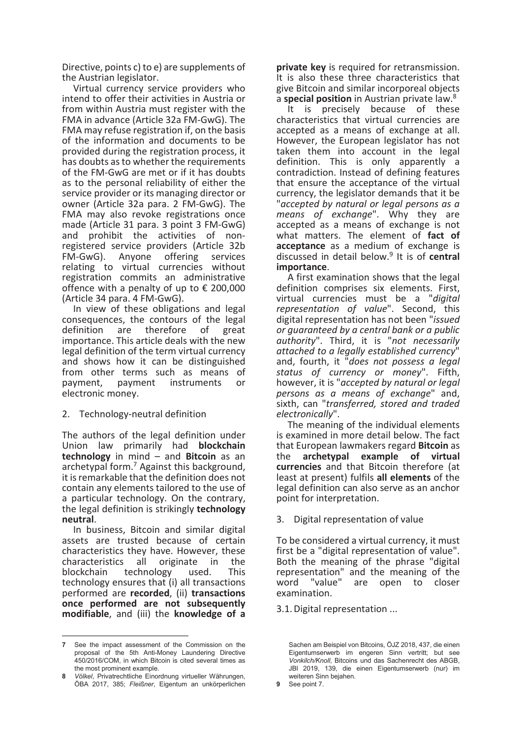Directive, points c) to e) are supplements of the Austrian legislator.

Virtual currency service providers who intend to offer their activities in Austria or from within Austria must register with the FMA in advance (Article 32a FM-GwG). The FMA may refuse registration if, on the basis of the information and documents to be provided during the registration process, it has doubts as to whether the requirements of the FM-GwG are met or if it has doubts as to the personal reliability of either the service provider or its managing director or owner (Article 32a para. 2 FM-GwG). The FMA may also revoke registrations once made (Article 31 para. 3 point 3 FM-GwG) and prohibit the activities of non-registered service providers (Article 32b FM-GwG). Anyone offering services relating to virtual currencies without registration commits an administrative offence with a penalty of up to € 200,000 (Article 34 para. 4 FM-GwG).

In view of these obligations and legal consequences, the contours of the legal definition are therefore of great importance. This article deals with the new legal definition of the term virtual currency and shows how it can be distinguished from other terms such as means of payment, payment instruments or electronic money.

## 2. Technology-neutral definition

The authors of the legal definition under Union law primarily had **blockchain technology** in mind – and **Bitcoin** as an archetypal form.[7] Against this background, it is remarkable that the definition does not contain any elements tailored to the use of a particular technology. On the contrary, the legal definition is strikingly **technology neutral**.

In business, Bitcoin and similar digital assets are trusted because of certain characteristics they have. However, these characteristics all originate in the blockchain technology used. This technology ensures that (i) all transactions performed are **recorded**, (ii) **transactions once performed are not subsequently modifiable**, and (iii) the **knowledge of a private key** is required for retransmission. It is also these three characteristics that give Bitcoin and similar incorporeal objects a **special position** in Austrian private law.[8]

It is precisely because of these characteristics that virtual currencies are accepted as a means of exchange at all. However, the European legislator has not taken them into account in the legal definition. This is only apparently a contradiction. Instead of defining features that ensure the acceptance of the virtual currency, the legislator demands that it be "*accepted by natural or legal persons as a means of exchange*". Why they are accepted as a means of exchange is not what matters. The element of **fact of acceptance** as a medium of exchange is discussed in detail below.[9] It is of **central importance**.

A first examination shows that the legal definition comprises six elements. First, virtual currencies must be a "*digital representation of value*". Second, this digital representation has not been "*issued or guaranteed by a central bank or a public authority*". Third, it is "*not necessarily attached to a legally established currency*" and, fourth, it "*does not possess a legal status of currency or money*". Fifth, however, it is "*accepted by natural or legal persons as a means of exchange*" and, sixth, can "*transferred, stored and traded electronically*".

The meaning of the individual elements is examined in more detail below. The fact that European lawmakers regard **Bitcoin** as the **archetypal example of virtual currencies** and that Bitcoin therefore (at least at present) fulfils **all elements** of the legal definition can also serve as an anchor point for interpretation.

## 3. Digital representation of value

To be considered a virtual currency, it must first be a "digital representation of value". Both the meaning of the phrase "digital representation" and the meaning of the word "value" are open to closer examination.

### 3.1. Digital representation ...

---

7 See the impact assessment of the Commission on the proposal of the 5th Anti-Money Laundering Directive 450/2016/COM, in which Bitcoin is cited several times as the most prominent example.

8 *Völkel*, Privatrechtliche Einordnung virtueller Währungen, ÖBA 2017, 385; *Fleißner*, Eigentum an unkörperlichen Sachen am Beispiel von Bitcoins, ÖJZ 2018, 437, die einen Eigentumserwerb im engeren Sinn vertritt; but see *Vonkilch/Knoll*, Bitcoins und das Sachenrecht des ABGB, JBl 2019, 139, die einen Eigentumserwerb (nur) im weiteren Sinn bejahen.

9 See point 7.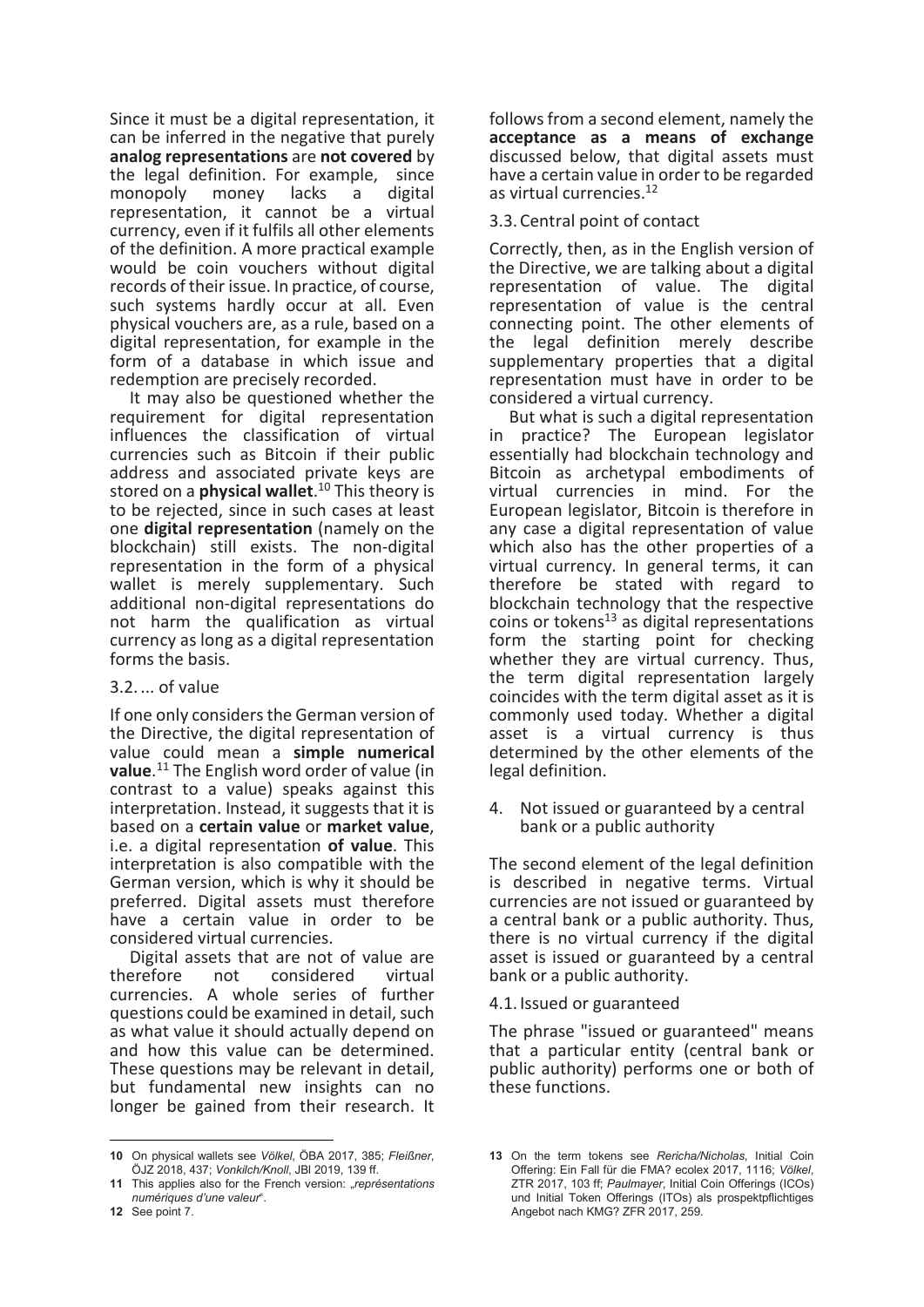Since it must be a digital representation, it can be inferred in the negative that purely **analog representations** are **not covered** by the legal definition. For example, since monopoly money lacks a digital representation, it cannot be a virtual currency, even if it fulfils all other elements of the definition. A more practical example would be coin vouchers without digital records of their issue. In practice, of course, such systems hardly occur at all. Even physical vouchers are, as a rule, based on a digital representation, for example in the form of a database in which issue and redemption are precisely recorded.

It may also be questioned whether the requirement for digital representation influences the classification of virtual currencies such as Bitcoin if their public address and associated private keys are stored on a **physical wallet**.[10] This theory is to be rejected, since in such cases at least one **digital representation** (namely on the blockchain) still exists. The non-digital representation in the form of a physical wallet is merely supplementary. Such additional non-digital representations do not harm the qualification as virtual currency as long as a digital representation forms the basis.

### 3.2. ... of value

If one only considers the German version of the Directive, the digital representation of value could mean a **simple numerical value**.[11] The English word order of value (in contrast to a value) speaks against this interpretation. Instead, it suggests that it is based on a **certain value** or **market value**, i.e. a digital representation **of value**. This interpretation is also compatible with the German version, which is why it should be preferred. Digital assets must therefore have a certain value in order to be considered virtual currencies.

Digital assets that are not of value are therefore not considered virtual currencies. A whole series of further questions could be examined in detail, such as what value it should actually depend on and how this value can be determined. These questions may be relevant in detail, but fundamental new insights can no longer be gained from their research. It follows from a second element, namely the **acceptance as a means of exchange** discussed below, that digital assets must have a certain value in order to be regarded as virtual currencies.[12]

### 3.3. Central point of contact

Correctly, then, as in the English version of the Directive, we are talking about a digital representation of value. The digital representation of value is the central connecting point. The other elements of the legal definition merely describe supplementary properties that a digital representation must have in order to be considered a virtual currency.

But what is such a digital representation in practice? The European legislator essentially had blockchain technology and Bitcoin as archetypal embodiments of virtual currencies in mind. For the European legislator, Bitcoin is therefore in any case a digital representation of value which also has the other properties of a virtual currency. In general terms, it can therefore be stated with regard to blockchain technology that the respective coins or tokens[13] as digital representations form the starting point for checking whether they are virtual currency. Thus, the term digital representation largely coincides with the term digital asset as it is commonly used today. Whether a digital asset is a virtual currency is thus determined by the other elements of the legal definition.

## 4. Not issued or guaranteed by a central bank or a public authority

The second element of the legal definition is described in negative terms. Virtual currencies are not issued or guaranteed by a central bank or a public authority. Thus, there is no virtual currency if the digital asset is issued or guaranteed by a central bank or a public authority.

### 4.1. Issued or guaranteed

The phrase "issued or guaranteed" means that a particular entity (central bank or public authority) performs one or both of these functions.

---

**10** On physical wallets see *Völkel*, ÖBA 2017, 385; *Fleißner*, ÖJZ 2018, 437; *Vonkilch/Knoll*, JBl 2019, 139 ff.

**11** This applies also for the French version: „*représentations numériques d'une valeur*".

**12** See point 7.

**13** On the term tokens see *Rericha/Nicholas*, Initial Coin Offering: Ein Fall für die FMA? ecolex 2017, 1116; *Völkel*, ZTR 2017, 103 ff; *Paulmayer*, Initial Coin Offerings (ICOs) und Initial Token Offerings (ITOs) als prospektpflichtiges Angebot nach KMG? ZFR 2017, 259.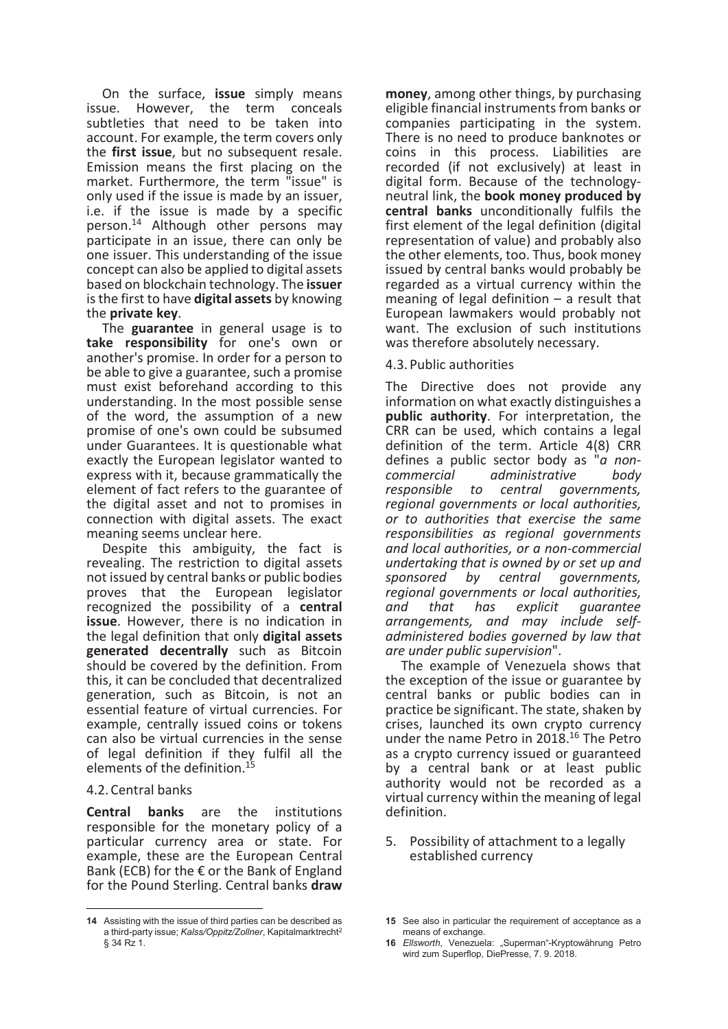On the surface, **issue** simply means issue. However, the term conceals subtleties that need to be taken into account. For example, the term covers only the **first issue**, but no subsequent resale. Emission means the first placing on the market. Furthermore, the term "issue" is only used if the issue is made by an issuer, i.e. if the issue is made by a specific person.[14] Although other persons may participate in an issue, there can only be one issuer. This understanding of the issue concept can also be applied to digital assets based on blockchain technology. The **issuer** is the first to have **digital assets** by knowing the **private key**.

The **guarantee** in general usage is to **take responsibility** for one's own or another's promise. In order for a person to be able to give a guarantee, such a promise must exist beforehand according to this understanding. In the most possible sense of the word, the assumption of a new promise of one's own could be subsumed under Guarantees. It is questionable what exactly the European legislator wanted to express with it, because grammatically the element of fact refers to the guarantee of the digital asset and not to promises in connection with digital assets. The exact meaning seems unclear here.

Despite this ambiguity, the fact is revealing. The restriction to digital assets not issued by central banks or public bodies proves that the European legislator recognized the possibility of a **central issue**. However, there is no indication in the legal definition that only **digital assets generated decentrally** such as Bitcoin should be covered by the definition. From this, it can be concluded that decentralized generation, such as Bitcoin, is not an essential feature of virtual currencies. For example, centrally issued coins or tokens can also be virtual currencies in the sense of legal definition if they fulfil all the elements of the definition.[15]

### 4.2. Central banks

**Central banks** are the institutions responsible for the monetary policy of a particular currency area or state. For example, these are the European Central Bank (ECB) for the € or the Bank of England for the Pound Sterling. Central banks **draw money**, among other things, by purchasing eligible financial instruments from banks or companies participating in the system. There is no need to produce banknotes or coins in this process. Liabilities are recorded (if not exclusively) at least in digital form. Because of the technology-neutral link, the **book money produced by central banks** unconditionally fulfils the first element of the legal definition (digital representation of value) and probably also the other elements, too. Thus, book money issued by central banks would probably be regarded as a virtual currency within the meaning of legal definition – a result that European lawmakers would probably not want. The exclusion of such institutions was therefore absolutely necessary.

### 4.3. Public authorities

The Directive does not provide any information on what exactly distinguishes a **public authority**. For interpretation, the CRR can be used, which contains a legal definition of the term. Article 4(8) CRR defines a public sector body as "*a non-commercial administrative body responsible to central governments, regional governments or local authorities, or to authorities that exercise the same responsibilities as regional governments and local authorities, or a non-commercial undertaking that is owned by or set up and sponsored by central governments, regional governments or local authorities, and that has explicit guarantee arrangements, and may include self-administered bodies governed by law that are under public supervision*".

The example of Venezuela shows that the exception of the issue or guarantee by central banks or public bodies can in practice be significant. The state, shaken by crises, launched its own crypto currency under the name Petro in 2018.[16] The Petro as a crypto currency issued or guaranteed by a central bank or at least public authority would not be recorded as a virtual currency within the meaning of legal definition.

## 5. Possibility of attachment to a legally established currency

---

[14] Assisting with the issue of third parties can be described as a third-party issue; *Kalss/Oppitz/Zollner*, Kapitalmarktrecht² § 34 Rz 1.

[15] See also in particular the requirement of acceptance as a means of exchange.

[16] *Ellsworth*, Venezuela: „Superman"-Kryptowährung Petro wird zum Superflop, DiePresse, 7. 9. 2018.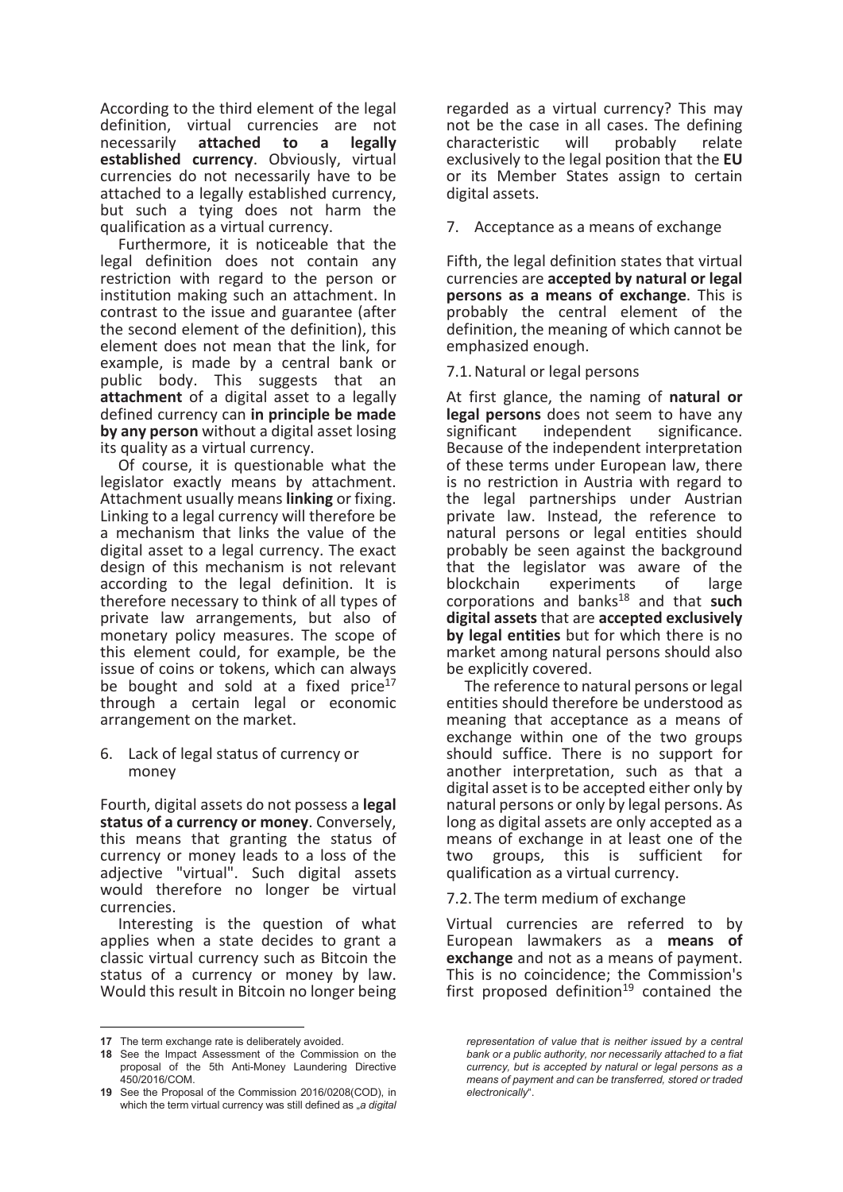According to the third element of the legal definition, virtual currencies are not necessarily **attached to a legally established currency**. Obviously, virtual currencies do not necessarily have to be attached to a legally established currency, but such a tying does not harm the qualification as a virtual currency.

Furthermore, it is noticeable that the legal definition does not contain any restriction with regard to the person or institution making such an attachment. In contrast to the issue and guarantee (after the second element of the definition), this element does not mean that the link, for example, is made by a central bank or public body. This suggests that an **attachment** of a digital asset to a legally defined currency can **in principle be made by any person** without a digital asset losing its quality as a virtual currency.

Of course, it is questionable what the legislator exactly means by attachment. Attachment usually means **linking** or fixing. Linking to a legal currency will therefore be a mechanism that links the value of the digital asset to a legal currency. The exact design of this mechanism is not relevant according to the legal definition. It is therefore necessary to think of all types of private law arrangements, but also of monetary policy measures. The scope of this element could, for example, be the issue of coins or tokens, which can always be bought and sold at a fixed price[17] through a certain legal or economic arrangement on the market.

## 6. Lack of legal status of currency or money

Fourth, digital assets do not possess a **legal status of a currency or money**. Conversely, this means that granting the status of currency or money leads to a loss of the adjective "virtual". Such digital assets would therefore no longer be virtual currencies.

Interesting is the question of what applies when a state decides to grant a classic virtual currency such as Bitcoin the status of a currency or money by law. Would this result in Bitcoin no longer being regarded as a virtual currency? This may not be the case in all cases. The defining characteristic will probably relate exclusively to the legal position that the **EU** or its Member States assign to certain digital assets.

## 7. Acceptance as a means of exchange

Fifth, the legal definition states that virtual currencies are **accepted by natural or legal persons as a means of exchange**. This is probably the central element of the definition, the meaning of which cannot be emphasized enough.

### 7.1. Natural or legal persons

At first glance, the naming of **natural or legal persons** does not seem to have any significant independent significance. Because of the independent interpretation of these terms under European law, there is no restriction in Austria with regard to the legal partnerships under Austrian private law. Instead, the reference to natural persons or legal entities should probably be seen against the background that the legislator was aware of the blockchain experiments of large corporations and banks[18] and that **such digital assets** that are **accepted exclusively by legal entities** but for which there is no market among natural persons should also be explicitly covered.

The reference to natural persons or legal entities should therefore be understood as meaning that acceptance as a means of exchange within one of the two groups should suffice. There is no support for another interpretation, such as that a digital asset is to be accepted either only by natural persons or only by legal persons. As long as digital assets are only accepted as a means of exchange in at least one of the two groups, this is sufficient for qualification as a virtual currency.

### 7.2. The term medium of exchange

Virtual currencies are referred to by European lawmakers as a **means of exchange** and not as a means of payment. This is no coincidence; the Commission's first proposed definition[19] contained the

---

17 The term exchange rate is deliberately avoided.

18 See the Impact Assessment of the Commission on the proposal of the 5th Anti-Money Laundering Directive 450/2016/COM.

19 See the Proposal of the Commission 2016/0208(COD), in which the term virtual currency was still defined as *„a digital representation of value that is neither issued by a central bank or a public authority, nor necessarily attached to a fiat currency, but is accepted by natural or legal persons as a means of payment and can be transferred, stored or traded electronically"*.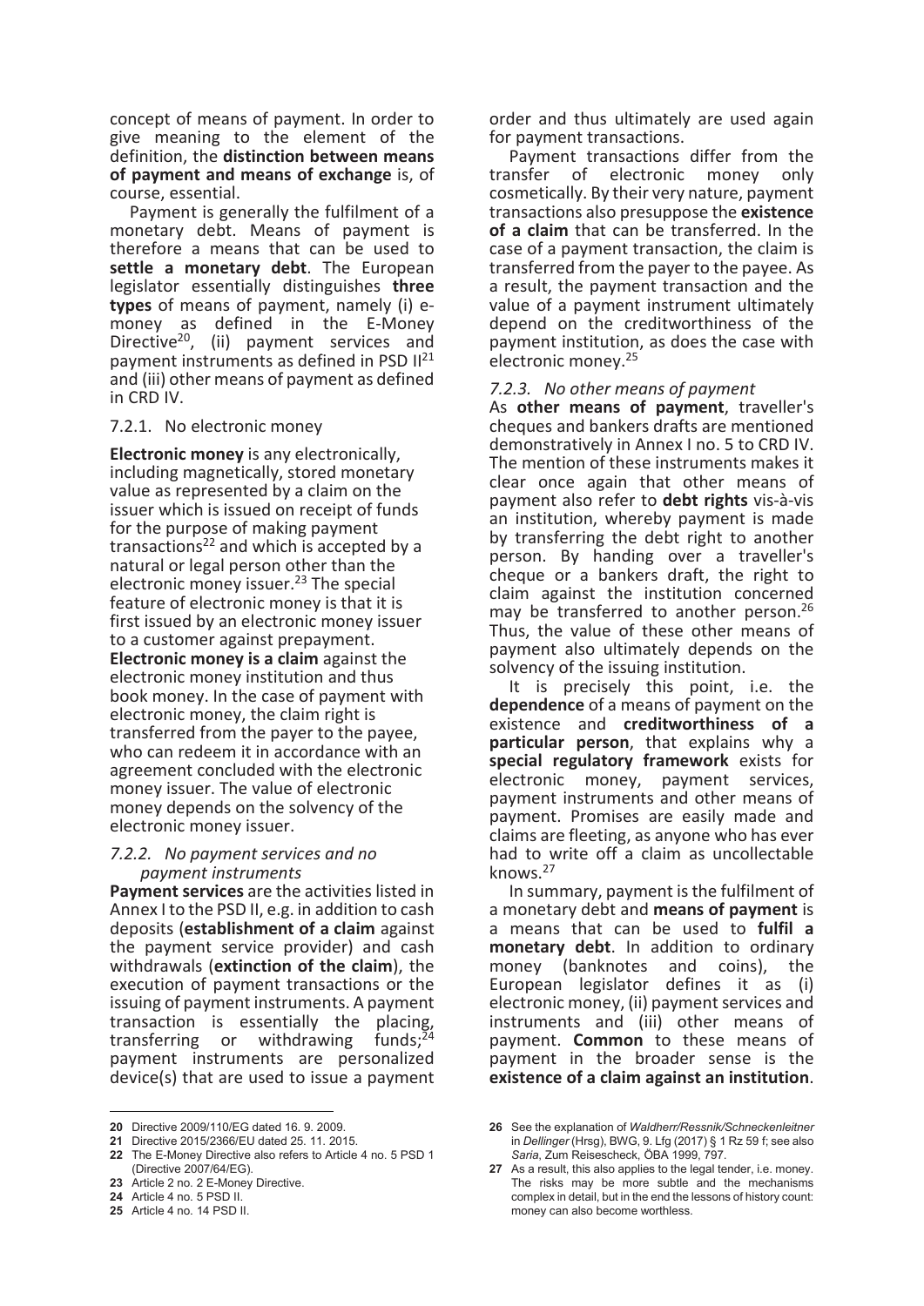concept of means of payment. In order to give meaning to the element of the definition, the **distinction between means of payment and means of exchange** is, of course, essential.

Payment is generally the fulfilment of a monetary debt. Means of payment is therefore a means that can be used to **settle a monetary debt**. The European legislator essentially distinguishes **three types** of means of payment, namely (i) e-money as defined in the E-Money Directive[20], (ii) payment services and payment instruments as defined in PSD II[21] and (iii) other means of payment as defined in CRD IV.

### 7.2.1. No electronic money

**Electronic money** is any electronically, including magnetically, stored monetary value as represented by a claim on the issuer which is issued on receipt of funds for the purpose of making payment transactions[22] and which is accepted by a natural or legal person other than the electronic money issuer.[23] The special feature of electronic money is that it is first issued by an electronic money issuer to a customer against prepayment. **Electronic money is a claim** against the electronic money institution and thus book money. In the case of payment with electronic money, the claim right is transferred from the payer to the payee, who can redeem it in accordance with an agreement concluded with the electronic money issuer. The value of electronic money depends on the solvency of the electronic money issuer.

### *7.2.2. No payment services and no payment instruments*

**Payment services** are the activities listed in Annex I to the PSD II, e.g. in addition to cash deposits (**establishment of a claim** against the payment service provider) and cash withdrawals (**extinction of the claim**), the execution of payment transactions or the issuing of payment instruments. A payment transaction is essentially the placing, transferring or withdrawing funds;[24] payment instruments are personalized device(s) that are used to issue a payment order and thus ultimately are used again for payment transactions.

Payment transactions differ from the transfer of electronic money only cosmetically. By their very nature, payment transactions also presuppose the **existence of a claim** that can be transferred. In the case of a payment transaction, the claim is transferred from the payer to the payee. As a result, the payment transaction and the value of a payment instrument ultimately depend on the creditworthiness of the payment institution, as does the case with electronic money.[25]

### *7.2.3. No other means of payment*

As **other means of payment**, traveller's cheques and bankers drafts are mentioned demonstratively in Annex I no. 5 to CRD IV. The mention of these instruments makes it clear once again that other means of payment also refer to **debt rights** vis-à-vis an institution, whereby payment is made by transferring the debt right to another person. By handing over a traveller's cheque or a bankers draft, the right to claim against the institution concerned may be transferred to another person.[26] Thus, the value of these other means of payment also ultimately depends on the solvency of the issuing institution.

It is precisely this point, i.e. the **dependence** of a means of payment on the existence and **creditworthiness of a particular person**, that explains why a **special regulatory framework** exists for electronic money, payment services, payment instruments and other means of payment. Promises are easily made and claims are fleeting, as anyone who has ever had to write off a claim as uncollectable knows.[27]

In summary, payment is the fulfilment of a monetary debt and **means of payment** is a means that can be used to **fulfil a monetary debt**. In addition to ordinary money (banknotes and coins), the European legislator defines it as (i) electronic money, (ii) payment services and instruments and (iii) other means of payment. **Common** to these means of payment in the broader sense is the **existence of a claim against an institution**.

---

**20** Directive 2009/110/EG dated 16. 9. 2009.

**21** Directive 2015/2366/EU dated 25. 11. 2015.

**22** The E-Money Directive also refers to Article 4 no. 5 PSD 1 (Directive 2007/64/EG).

**23** Article 2 no. 2 E-Money Directive.

**24** Article 4 no. 5 PSD II.

**25** Article 4 no. 14 PSD II.

**26** See the explanation of *Waldherr/Ressnik/Schneckenleitner* in *Dellinger* (Hrsg), BWG, 9. Lfg (2017) § 1 Rz 59 f; see also *Saria*, Zum Reisescheck, ÖBA 1999, 797.

**27** As a result, this also applies to the legal tender, i.e. money. The risks may be more subtle and the mechanisms complex in detail, but in the end the lessons of history count: money can also become worthless.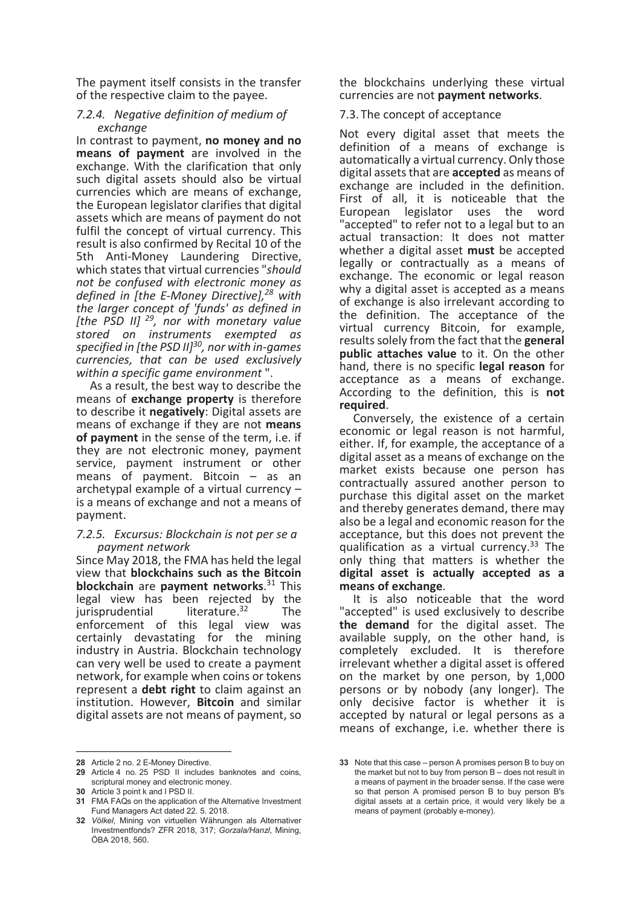The payment itself consists in the transfer of the respective claim to the payee.

#### *7.2.4. Negative definition of medium of exchange*

In contrast to payment, **no money and no means of payment** are involved in the exchange. With the clarification that only such digital assets should also be virtual currencies which are means of exchange, the European legislator clarifies that digital assets which are means of payment do not fulfil the concept of virtual currency. This result is also confirmed by Recital 10 of the 5th Anti-Money Laundering Directive, which states that virtual currencies "*should not be confused with electronic money as defined in [the E-Money Directive],[28] with the larger concept of 'funds' as defined in [the PSD II] [29], nor with monetary value stored on instruments exempted as specified in [the PSD II][30], nor with in-games currencies, that can be used exclusively within a specific game environment* ".

As a result, the best way to describe the means of **exchange property** is therefore to describe it **negatively**: Digital assets are means of exchange if they are not **means of payment** in the sense of the term, i.e. if they are not electronic money, payment service, payment instrument or other means of payment. Bitcoin – as an archetypal example of a virtual currency – is a means of exchange and not a means of payment.

#### *7.2.5. Excursus: Blockchain is not per se a payment network*

Since May 2018, the FMA has held the legal view that **blockchains such as the Bitcoin blockchain** are **payment networks**.[31] This legal view has been rejected by the jurisprudential literature.[32] The enforcement of this legal view was certainly devastating for the mining industry in Austria. Blockchain technology can very well be used to create a payment network, for example when coins or tokens represent a **debt right** to claim against an institution. However, **Bitcoin** and similar digital assets are not means of payment, so the blockchains underlying these virtual currencies are not **payment networks**.

### 7.3. The concept of acceptance

Not every digital asset that meets the definition of a means of exchange is automatically a virtual currency. Only those digital assets that are **accepted** as means of exchange are included in the definition. First of all, it is noticeable that the European legislator uses the word "accepted" to refer not to a legal but to an actual transaction: It does not matter whether a digital asset **must** be accepted legally or contractually as a means of exchange. The economic or legal reason why a digital asset is accepted as a means of exchange is also irrelevant according to the definition. The acceptance of the virtual currency Bitcoin, for example, results solely from the fact that the **general public attaches value** to it. On the other hand, there is no specific **legal reason** for acceptance as a means of exchange. According to the definition, this is **not required**.

Conversely, the existence of a certain economic or legal reason is not harmful, either. If, for example, the acceptance of a digital asset as a means of exchange on the market exists because one person has contractually assured another person to purchase this digital asset on the market and thereby generates demand, there may also be a legal and economic reason for the acceptance, but this does not prevent the qualification as a virtual currency.[33] The only thing that matters is whether the **digital asset is actually accepted as a means of exchange**.

It is also noticeable that the word "accepted" is used exclusively to describe **the demand** for the digital asset. The available supply, on the other hand, is completely excluded. It is therefore irrelevant whether a digital asset is offered on the market by one person, by 1,000 persons or by nobody (any longer). The only decisive factor is whether it is accepted by natural or legal persons as a means of exchange, i.e. whether there is

---

**28** Article 2 no. 2 E-Money Directive.

**29** Article 4 no. 25 PSD II includes banknotes and coins, scriptural money and electronic money.

**30** Article 3 point k and l PSD II.

**31** FMA FAQs on the application of the Alternative Investment Fund Managers Act dated 22. 5. 2018.

**32** *Völkel*, Mining von virtuellen Währungen als Alternativer Investmentfonds? ZFR 2018, 317; *Gorzala/Hanzl*, Mining, ÖBA 2018, 560.

**33** Note that this case – person A promises person B to buy on the market but not to buy from person B – does not result in a means of payment in the broader sense. If the case were so that person A promised person B to buy person B's digital assets at a certain price, it would very likely be a means of payment (probably e-money).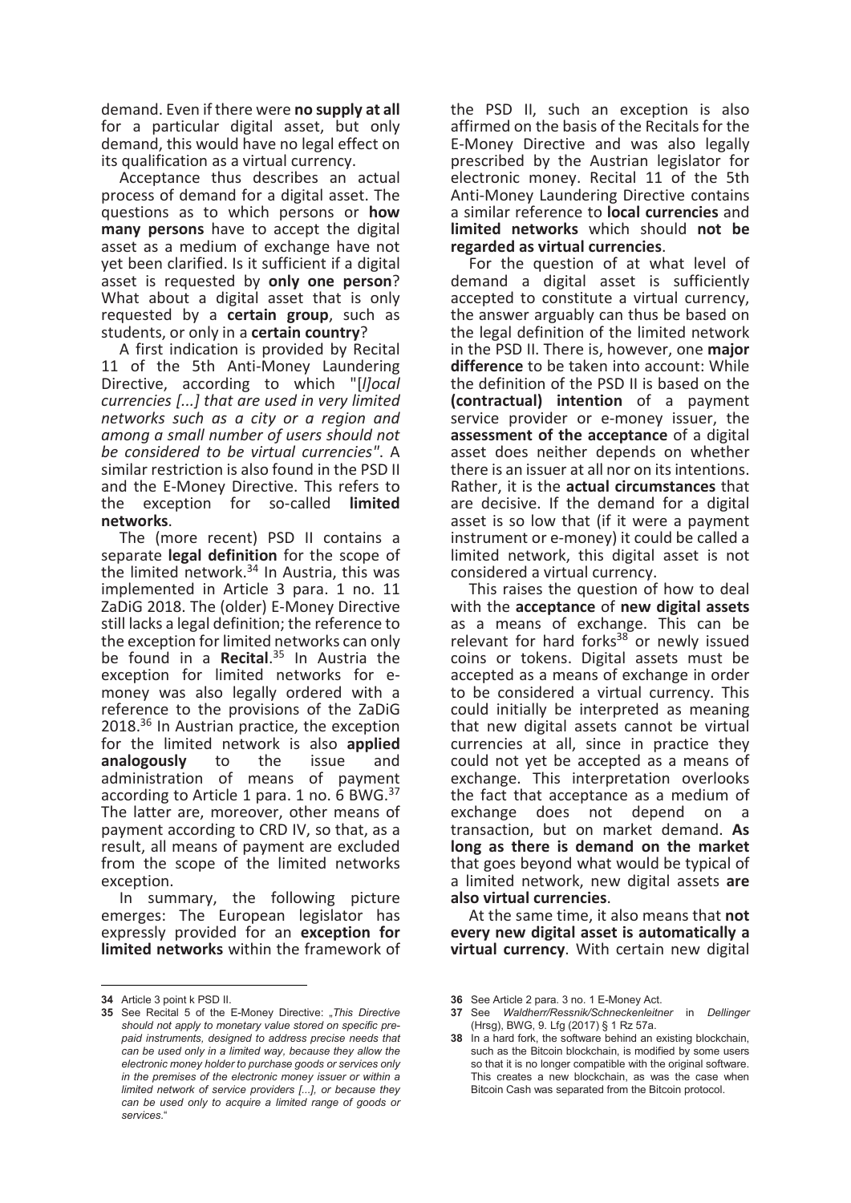demand. Even if there were **no supply at all** for a particular digital asset, but only demand, this would have no legal effect on its qualification as a virtual currency.

Acceptance thus describes an actual process of demand for a digital asset. The questions as to which persons or **how many persons** have to accept the digital asset as a medium of exchange have not yet been clarified. Is it sufficient if a digital asset is requested by **only one person**? What about a digital asset that is only requested by a **certain group**, such as students, or only in a **certain country**?

A first indication is provided by Recital 11 of the 5th Anti-Money Laundering Directive, according to which "*[l]ocal currencies [...] that are used in very limited networks such as a city or a region and among a small number of users should not be considered to be virtual currencies*". A similar restriction is also found in the PSD II and the E-Money Directive. This refers to the exception for so-called **limited networks**.

The (more recent) PSD II contains a separate **legal definition** for the scope of the limited network.[34] In Austria, this was implemented in Article 3 para. 1 no. 11 ZaDiG 2018. The (older) E-Money Directive still lacks a legal definition; the reference to the exception for limited networks can only be found in a **Recital**.[35] In Austria the exception for limited networks for e-money was also legally ordered with a reference to the provisions of the ZaDiG 2018.[36] In Austrian practice, the exception for the limited network is also **applied analogously** to the issue and administration of means of payment according to Article 1 para. 1 no. 6 BWG.[37] The latter are, moreover, other means of payment according to CRD IV, so that, as a result, all means of payment are excluded from the scope of the limited networks exception.

In summary, the following picture emerges: The European legislator has expressly provided for an **exception for limited networks** within the framework of the PSD II, such an exception is also affirmed on the basis of the Recitals for the E-Money Directive and was also legally prescribed by the Austrian legislator for electronic money. Recital 11 of the 5th Anti-Money Laundering Directive contains a similar reference to **local currencies** and **limited networks** which should **not be regarded as virtual currencies**.

For the question of at what level of demand a digital asset is sufficiently accepted to constitute a virtual currency, the answer arguably can thus be based on the legal definition of the limited network in the PSD II. There is, however, one **major difference** to be taken into account: While the definition of the PSD II is based on the **(contractual) intention** of a payment service provider or e-money issuer, the **assessment of the acceptance** of a digital asset does neither depends on whether there is an issuer at all nor on its intentions. Rather, it is the **actual circumstances** that are decisive. If the demand for a digital asset is so low that (if it were a payment instrument or e-money) it could be called a limited network, this digital asset is not considered a virtual currency.

This raises the question of how to deal with the **acceptance** of **new digital assets** as a means of exchange. This can be relevant for hard forks[38] or newly issued coins or tokens. Digital assets must be accepted as a means of exchange in order to be considered a virtual currency. This could initially be interpreted as meaning that new digital assets cannot be virtual currencies at all, since in practice they could not yet be accepted as a means of exchange. This interpretation overlooks the fact that acceptance as a medium of exchange does not depend on a transaction, but on market demand. **As long as there is demand on the market** that goes beyond what would be typical of a limited network, new digital assets **are also virtual currencies**.

At the same time, it also means that **not every new digital asset is automatically a virtual currency**. With certain new digital

---

**34** Article 3 point k PSD II.

**35** See Recital 5 of the E-Money Directive: „*This Directive should not apply to monetary value stored on specific pre-paid instruments, designed to address precise needs that can be used only in a limited way, because they allow the electronic money holder to purchase goods or services only in the premises of the electronic money issuer or within a limited network of service providers [...], or because they can be used only to acquire a limited range of goods or services*."

**36** See Article 2 para. 3 no. 1 E-Money Act.

**37** See *Waldherr/Ressnik/Schneckenleitner* in *Dellinger* (Hrsg), BWG, 9. Lfg (2017) § 1 Rz 57a.

**38** In a hard fork, the software behind an existing blockchain, such as the Bitcoin blockchain, is modified by some users so that it is no longer compatible with the original software. This creates a new blockchain, as was the case when Bitcoin Cash was separated from the Bitcoin protocol.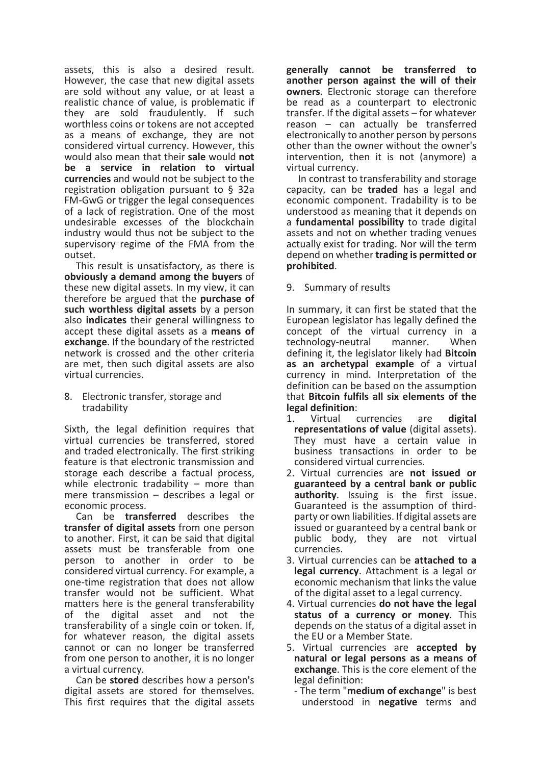assets, this is also a desired result. However, the case that new digital assets are sold without any value, or at least a realistic chance of value, is problematic if they are sold fraudulently. If such worthless coins or tokens are not accepted as a means of exchange, they are not considered virtual currency. However, this would also mean that their **sale** would **not be a service in relation to virtual currencies** and would not be subject to the registration obligation pursuant to § 32a FM-GwG or trigger the legal consequences of a lack of registration. One of the most undesirable excesses of the blockchain industry would thus not be subject to the supervisory regime of the FMA from the outset.

This result is unsatisfactory, as there is **obviously a demand among the buyers** of these new digital assets. In my view, it can therefore be argued that the **purchase of such worthless digital assets** by a person also **indicates** their general willingness to accept these digital assets as a **means of exchange**. If the boundary of the restricted network is crossed and the other criteria are met, then such digital assets are also virtual currencies.

## 8. Electronic transfer, storage and tradability

Sixth, the legal definition requires that virtual currencies be transferred, stored and traded electronically. The first striking feature is that electronic transmission and storage each describe a factual process, while electronic tradability – more than mere transmission – describes a legal or economic process.

Can be **transferred** describes the **transfer of digital assets** from one person to another. First, it can be said that digital assets must be transferable from one person to another in order to be considered virtual currency. For example, a one-time registration that does not allow transfer would not be sufficient. What matters here is the general transferability of the digital asset and not the transferability of a single coin or token. If, for whatever reason, the digital assets cannot or can no longer be transferred from one person to another, it is no longer a virtual currency.

Can be **stored** describes how a person's digital assets are stored for themselves. This first requires that the digital assets **generally cannot be transferred to another person against the will of their owners**. Electronic storage can therefore be read as a counterpart to electronic transfer. If the digital assets – for whatever reason – can actually be transferred electronically to another person by persons other than the owner without the owner's intervention, then it is not (anymore) a virtual currency.

In contrast to transferability and storage capacity, can be **traded** has a legal and economic component. Tradability is to be understood as meaning that it depends on a **fundamental possibility** to trade digital assets and not on whether trading venues actually exist for trading. Nor will the term depend on whether **trading is permitted or prohibited**.

## 9. Summary of results

In summary, it can first be stated that the European legislator has legally defined the concept of the virtual currency in a technology-neutral manner. When defining it, the legislator likely had **Bitcoin as an archetypal example** of a virtual currency in mind. Interpretation of the definition can be based on the assumption that **Bitcoin fulfils all six elements of the legal definition**:

1. Virtual currencies are **digital representations of value** (digital assets). They must have a certain value in business transactions in order to be considered virtual currencies.
2. Virtual currencies are **not issued or guaranteed by a central bank or public authority**. Issuing is the first issue. Guaranteed is the assumption of third-party or own liabilities. If digital assets are issued or guaranteed by a central bank or public body, they are not virtual currencies.
3. Virtual currencies can be **attached to a legal currency**. Attachment is a legal or economic mechanism that links the value of the digital asset to a legal currency.
4. Virtual currencies **do not have the legal status of a currency or money**. This depends on the status of a digital asset in the EU or a Member State.
5. Virtual currencies are **accepted by natural or legal persons as a means of exchange**. This is the core element of the legal definition:
   - The term "**medium of exchange**" is best understood in **negative** terms and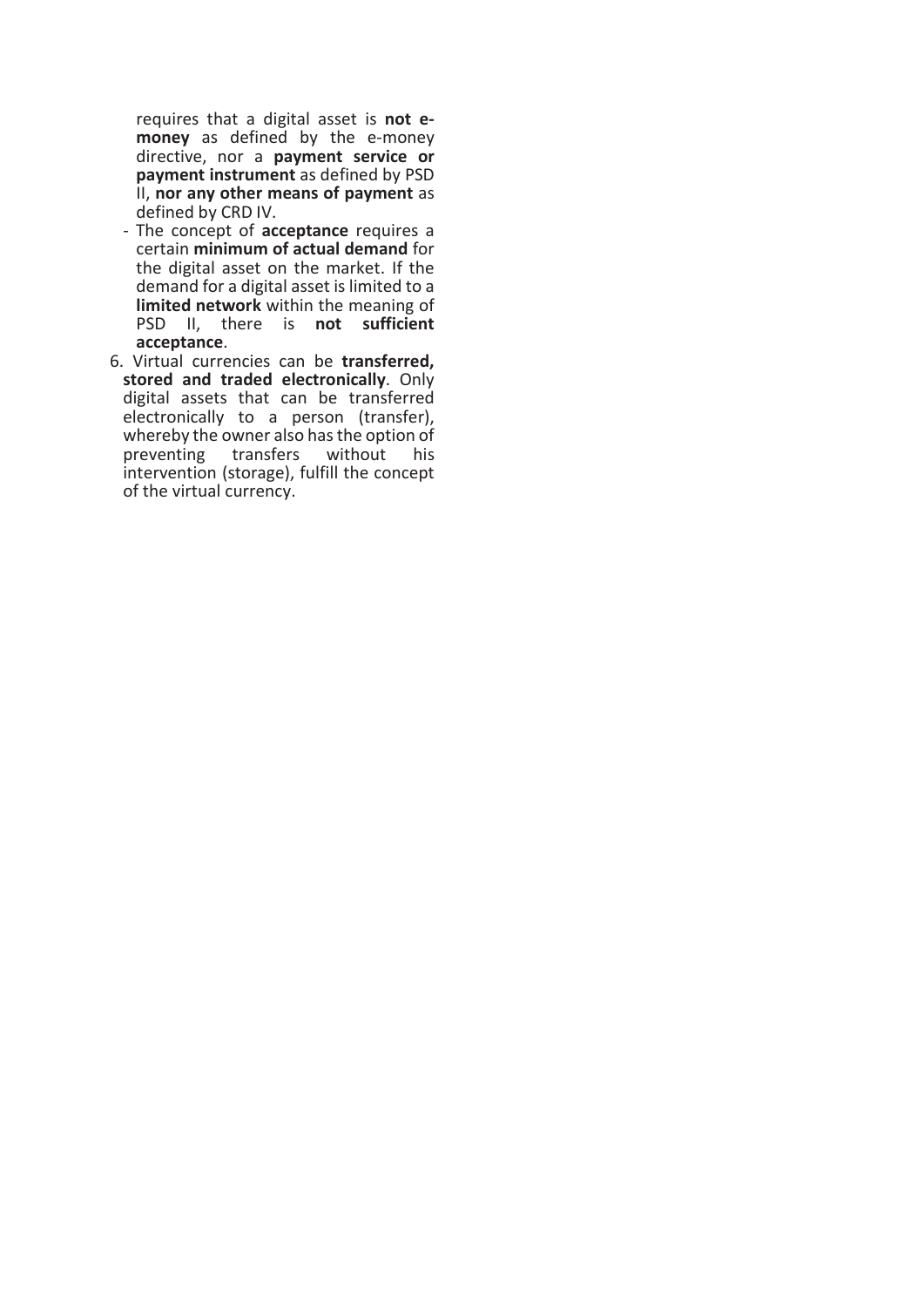requires that a digital asset is **not e-money** as defined by the e-money directive, nor a **payment service or payment instrument** as defined by PSD II, **nor any other means of payment** as defined by CRD IV.

- The concept of **acceptance** requires a certain **minimum of actual demand** for the digital asset on the market. If the demand for a digital asset is limited to a **limited network** within the meaning of PSD II, there is **not sufficient acceptance**.

6. Virtual currencies can be **transferred, stored and traded electronically**. Only digital assets that can be transferred electronically to a person (transfer), whereby the owner also has the option of preventing transfers without his intervention (storage), fulfill the concept of the virtual currency.